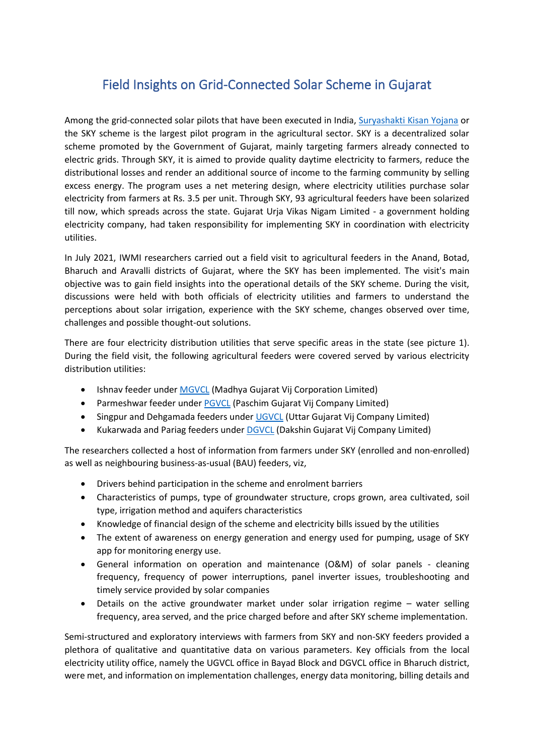# Field Insights on Grid-Connected Solar Scheme in Gujarat

Among the grid-connected solar pilots that have been executed in India, Suryashakti Kisan Yojana or the SKY scheme is the largest pilot program in the agricultural sector. SKY is a decentralized solar scheme promoted by the Government of Gujarat, mainly targeting farmers already connected to electric grids. Through SKY, it is aimed to provide quality daytime electricity to farmers, reduce the distributional losses and render an additional source of income to the farming community by selling excess energy. The program uses a net metering design, where electricity utilities purchase solar electricity from farmers at Rs. 3.5 per unit. Through SKY, 93 agricultural feeders have been solarized till now, which spreads across the state. Gujarat Urja Vikas Nigam Limited - a government holding electricity company, had taken responsibility for implementing SKY in coordination with electricity utilities.

In July 2021, IWMI researchers carried out a field visit to agricultural feeders in the Anand, Botad, Bharuch and Aravalli districts of Gujarat, where the SKY has been implemented. The visit's main objective was to gain field insights into the operational details of the SKY scheme. During the visit, discussions were held with both officials of electricity utilities and farmers to understand the perceptions about solar irrigation, experience with the SKY scheme, changes observed over time, challenges and possible thought-out solutions.

There are four electricity distribution utilities that serve specific areas in the state (see picture 1). During the field visit, the following agricultural feeders were covered served by various electricity distribution utilities:

- Ishnav feeder under MGVCL (Madhya Gujarat Vij Corporation Limited)
- Parmeshwar feeder under PGVCL (Paschim Gujarat Vij Company Limited)
- Singpur and Dehgamada feeders under UGVCL (Uttar Gujarat Vij Company Limited)
- Kukarwada and Pariag feeders under DGVCL (Dakshin Gujarat Vij Company Limited)

The researchers collected a host of information from farmers under SKY (enrolled and non-enrolled) as well as neighbouring business-as-usual (BAU) feeders, viz,

- Drivers behind participation in the scheme and enrolment barriers
- Characteristics of pumps, type of groundwater structure, crops grown, area cultivated, soil type, irrigation method and aquifers characteristics
- Knowledge of financial design of the scheme and electricity bills issued by the utilities
- The extent of awareness on energy generation and energy used for pumping, usage of SKY app for monitoring energy use.
- General information on operation and maintenance (O&M) of solar panels - cleaning frequency, frequency of power interruptions, panel inverter issues, troubleshooting and timely service provided by solar companies
- Details on the active groundwater market under solar irrigation regime – water selling frequency, area served, and the price charged before and after SKY scheme implementation.

Semi-structured and exploratory interviews with farmers from SKY and non-SKY feeders provided a plethora of qualitative and quantitative data on various parameters. Key officials from the local electricity utility office, namely the UGVCL office in Bayad Block and DGVCL office in Bharuch district, were met, and information on implementation challenges, energy data monitoring, billing details and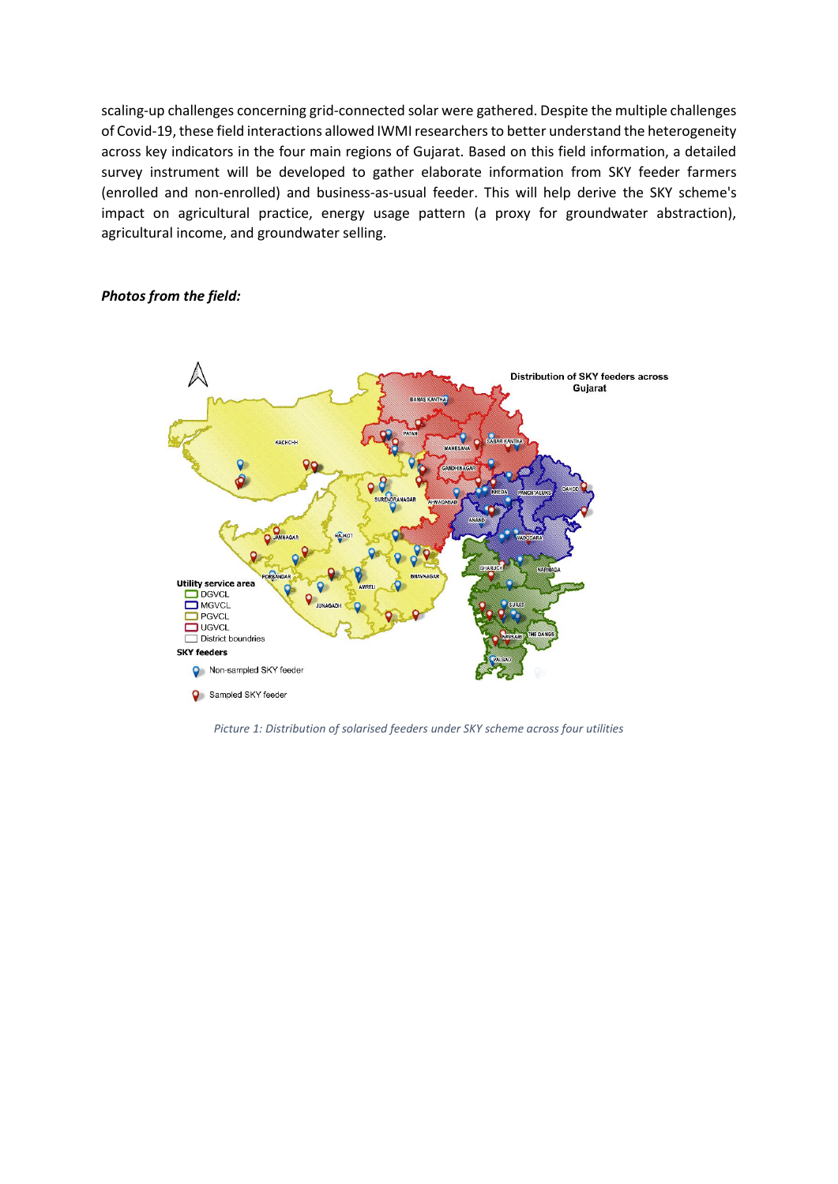scaling-up challenges concerning grid-connected solar were gathered. Despite the multiple challenges of Covid-19, these field interactions allowed IWMI researchers to better understand the heterogeneity across key indicators in the four main regions of Gujarat. Based on this field information, a detailed survey instrument will be developed to gather elaborate information from SKY feeder farmers (enrolled and non-enrolled) and business-as-usual feeder. This will help derive the SKY scheme's impact on agricultural practice, energy usage pattern (a proxy for groundwater abstraction), agricultural income, and groundwater selling.

***Photos from the field:***

*Picture 1: Distribution of solarised feeders under SKY scheme across four utilities*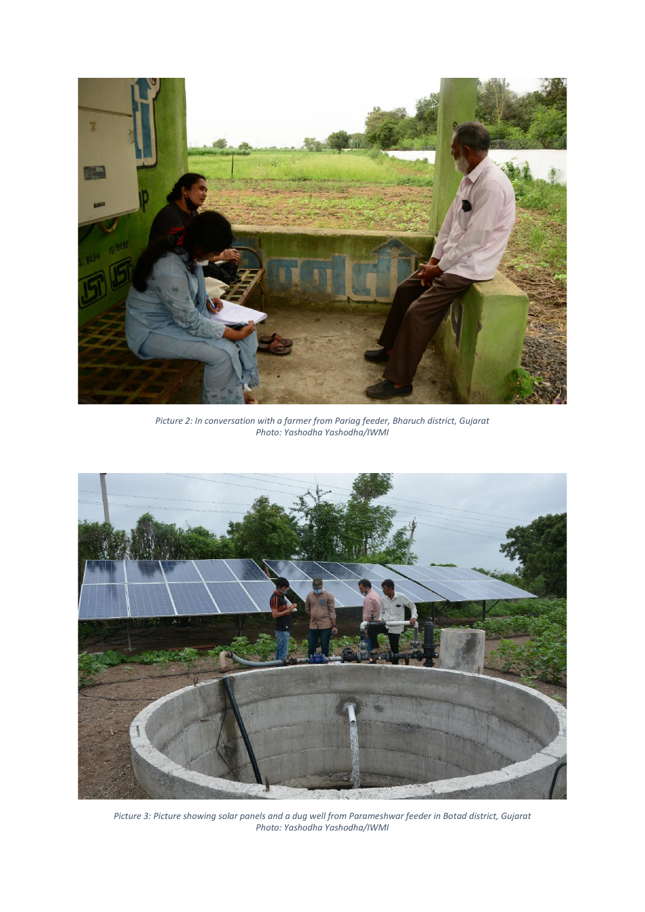*Picture 2: In conversation with a farmer from Pariag feeder, Bharuch district, Gujarat*
*Photo: Yashodha Yashodha/IWMI*

*Picture 3: Picture showing solar panels and a dug well from Parameshwar feeder in Botad district, Gujarat*
*Photo: Yashodha Yashodha/IWMI*